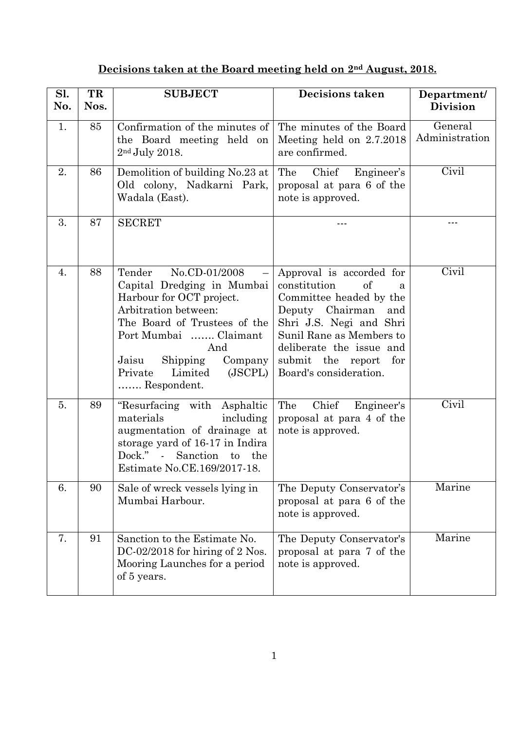**Decisions taken at the Board meeting held on 2nd August, 2018.**

| Sl. No. | TR Nos. | SUBJECT | Decisions taken | Department/ Division |
|---|---|---|---|---|
| 1. | 85 | Confirmation of the minutes of the Board meeting held on 2nd July 2018. | The minutes of the Board Meeting held on 2.7.2018 are confirmed. | General Administration |
| 2. | 86 | Demolition of building No.23 at Old colony, Nadkarni Park, Wadala (East). | The Chief Engineer's proposal at para 6 of the note is approved. | Civil |
| 3. | 87 | SECRET | --- | --- |
| 4. | 88 | Tender No.CD-01/2008 – Capital Dredging in Mumbai Harbour for OCT project. Arbitration between: The Board of Trustees of the Port Mumbai ……. Claimant And Jaisu Shipping Company Private Limited (JSCPL) ……. Respondent. | Approval is accorded for constitution of a Committee headed by the Deputy Chairman and Shri J.S. Negi and Shri Sunil Rane as Members to deliberate the issue and submit the report for Board's consideration. | Civil |
| 5. | 89 | "Resurfacing with Asphaltic materials including augmentation of drainage at storage yard of 16-17 in Indira Dock." - Sanction to the Estimate No.CE.169/2017-18. | The Chief Engineer's proposal at para 4 of the note is approved. | Civil |
| 6. | 90 | Sale of wreck vessels lying in Mumbai Harbour. | The Deputy Conservator's proposal at para 6 of the note is approved. | Marine |
| 7. | 91 | Sanction to the Estimate No. DC-02/2018 for hiring of 2 Nos. Mooring Launches for a period of 5 years. | The Deputy Conservator's proposal at para 7 of the note is approved. | Marine |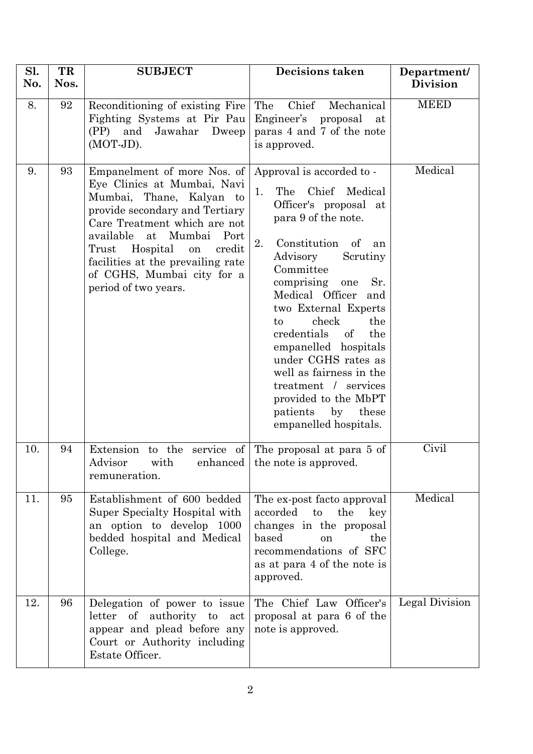| Sl. No. | TR Nos. | SUBJECT | Decisions taken | Department/ Division |
|---|---|---|---|---|
| 8. | 92 | Reconditioning of existing Fire Fighting Systems at Pir Pau (PP) and Jawahar Dweep (MOT-JD). | The Chief Mechanical Engineer's proposal at paras 4 and 7 of the note is approved. | MEED |
| 9. | 93 | Empanelment of more Nos. of Eye Clinics at Mumbai, Navi Mumbai, Thane, Kalyan to provide secondary and Tertiary Care Treatment which are not available at Mumbai Port Trust Hospital on credit facilities at the prevailing rate of CGHS, Mumbai city for a period of two years. | Approval is accorded to - <br>1. The Chief Medical Officer's proposal at para 9 of the note. <br>2. Constitution of an Advisory Scrutiny Committee comprising one Sr. Medical Officer and two External Experts to check the credentials of the empanelled hospitals under CGHS rates as well as fairness in the treatment / services provided to the MbPT patients by these empanelled hospitals. | Medical |
| 10. | 94 | Extension to the service of Advisor with enhanced remuneration. | The proposal at para 5 of the note is approved. | Civil |
| 11. | 95 | Establishment of 600 bedded Super Specialty Hospital with an option to develop 1000 bedded hospital and Medical College. | The ex-post facto approval accorded to the key changes in the proposal based on the recommendations of SFC as at para 4 of the note is approved. | Medical |
| 12. | 96 | Delegation of power to issue letter of authority to act appear and plead before any Court or Authority including Estate Officer. | The Chief Law Officer's proposal at para 6 of the note is approved. | Legal Division |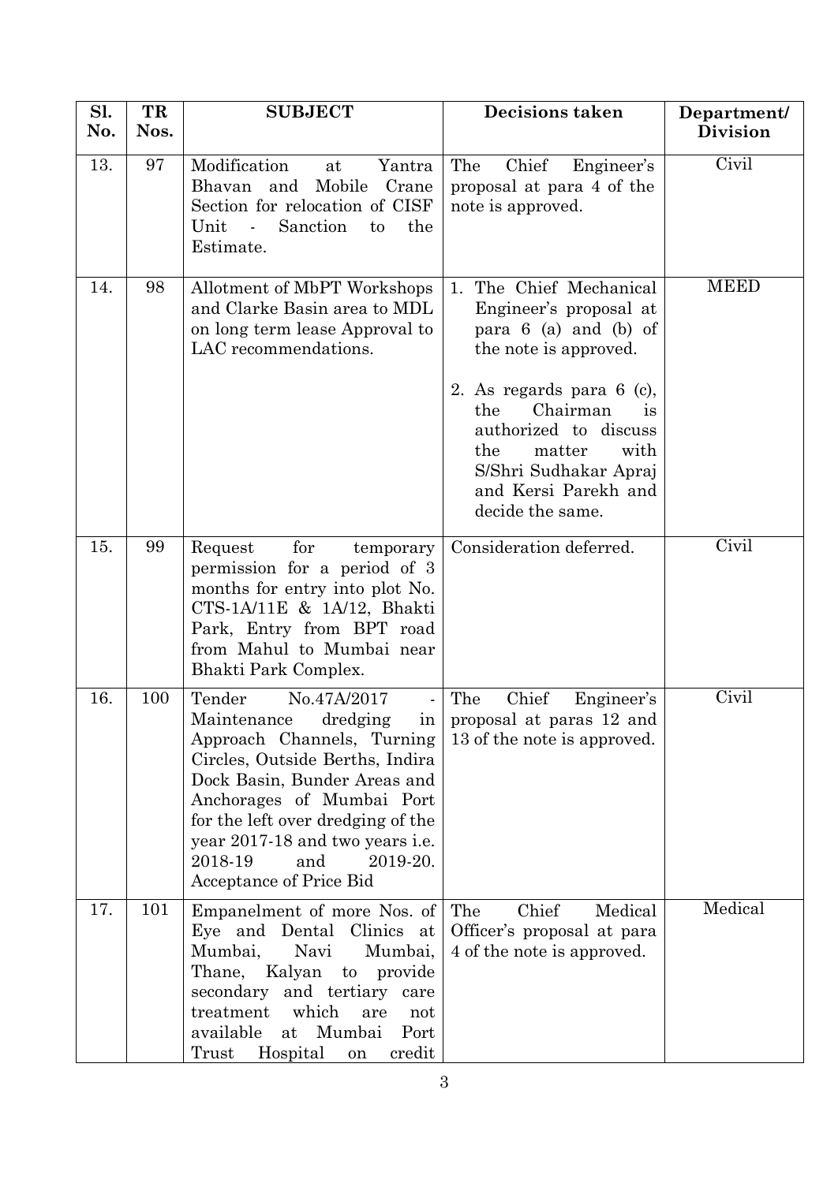| Sl. No. | TR Nos. | SUBJECT | Decisions taken | Department/ Division |
|---|---|---|---|---|
| 13. | 97 | Modification at Yantra Bhavan and Mobile Crane Section for relocation of CISF Unit - Sanction to the Estimate. | The Chief Engineer's proposal at para 4 of the note is approved. | Civil |
| 14. | 98 | Allotment of MbPT Workshops and Clarke Basin area to MDL on long term lease Approval to LAC recommendations. | 1. The Chief Mechanical Engineer's proposal at para 6 (a) and (b) of the note is approved.<br><br>2. As regards para 6 (c), the Chairman is authorized to discuss the matter with S/Shri Sudhakar Apraj and Kersi Parekh and decide the same. | MEED |
| 15. | 99 | Request for temporary permission for a period of 3 months for entry into plot No. CTS-1A/11E & 1A/12, Bhakti Park, Entry from BPT road from Mahul to Mumbai near Bhakti Park Complex. | Consideration deferred. | Civil |
| 16. | 100 | Tender No.47A/2017 - Maintenance dredging in Approach Channels, Turning Circles, Outside Berths, Indira Dock Basin, Bunder Areas and Anchorages of Mumbai Port for the left over dredging of the year 2017-18 and two years i.e. 2018-19 and 2019-20. Acceptance of Price Bid | The Chief Engineer's proposal at paras 12 and 13 of the note is approved. | Civil |
| 17. | 101 | Empanelment of more Nos. of Eye and Dental Clinics at Mumbai, Navi Mumbai, Thane, Kalyan to provide secondary and tertiary care treatment which are not available at Mumbai Port Trust Hospital on credit | The Chief Medical Officer's proposal at para 4 of the note is approved. | Medical |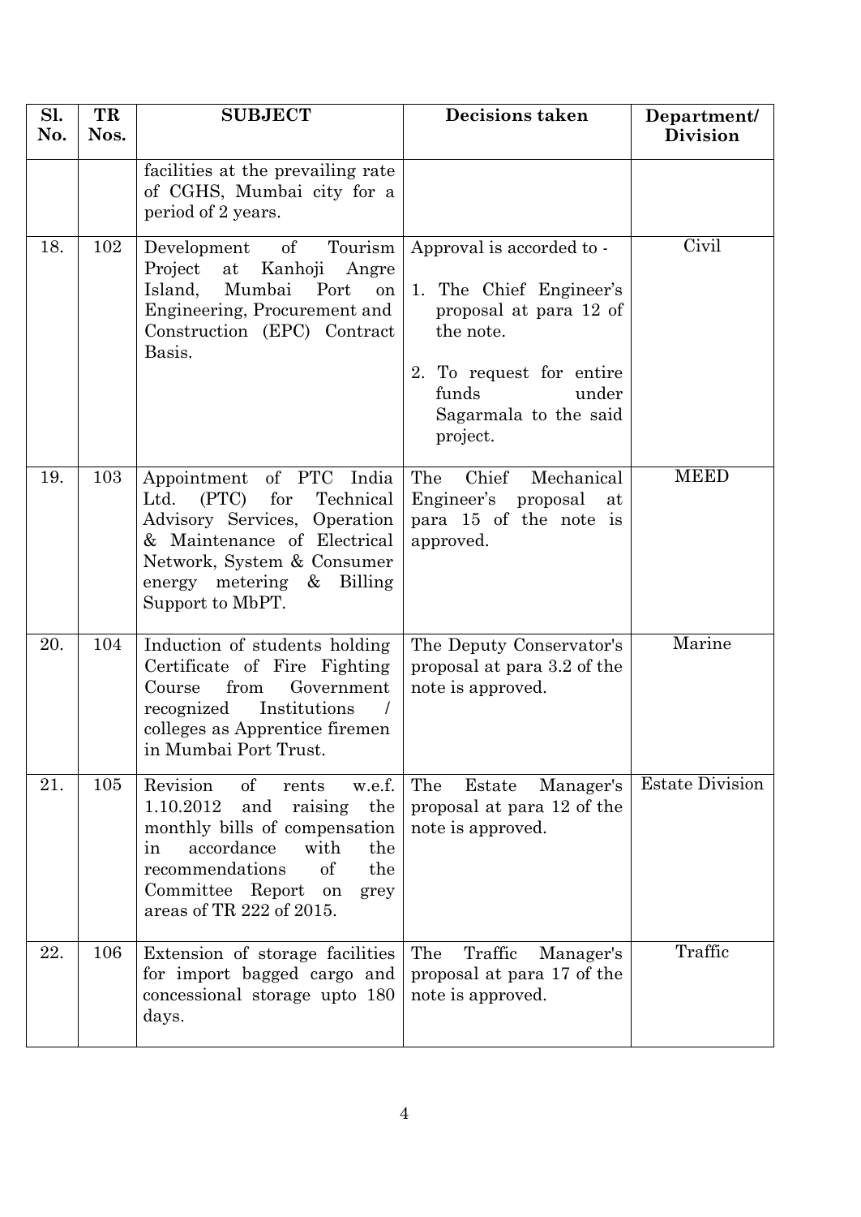| Sl. No. | TR Nos. | SUBJECT | Decisions taken | Department/ Division |
|---|---|---|---|---|
| | | facilities at the prevailing rate of CGHS, Mumbai city for a period of 2 years. | | |
| 18. | 102 | Development of Tourism Project at Kanhoji Angre Island, Mumbai Port on Engineering, Procurement and Construction (EPC) Contract Basis. | Approval is accorded to -<br>1. The Chief Engineer's proposal at para 12 of the note.<br>2. To request for entire funds under Sagarmala to the said project. | Civil |
| 19. | 103 | Appointment of PTC India Ltd. (PTC) for Technical Advisory Services, Operation & Maintenance of Electrical Network, System & Consumer energy metering & Billing Support to MbPT. | The Chief Mechanical Engineer's proposal at para 15 of the note is approved. | MEED |
| 20. | 104 | Induction of students holding Certificate of Fire Fighting Course from Government recognized Institutions / colleges as Apprentice firemen in Mumbai Port Trust. | The Deputy Conservator's proposal at para 3.2 of the note is approved. | Marine |
| 21. | 105 | Revision of rents w.e.f. 1.10.2012 and raising the monthly bills of compensation in accordance with the recommendations of the Committee Report on grey areas of TR 222 of 2015. | The Estate Manager's proposal at para 12 of the note is approved. | Estate Division |
| 22. | 106 | Extension of storage facilities for import bagged cargo and concessional storage upto 180 days. | The Traffic Manager's proposal at para 17 of the note is approved. | Traffic |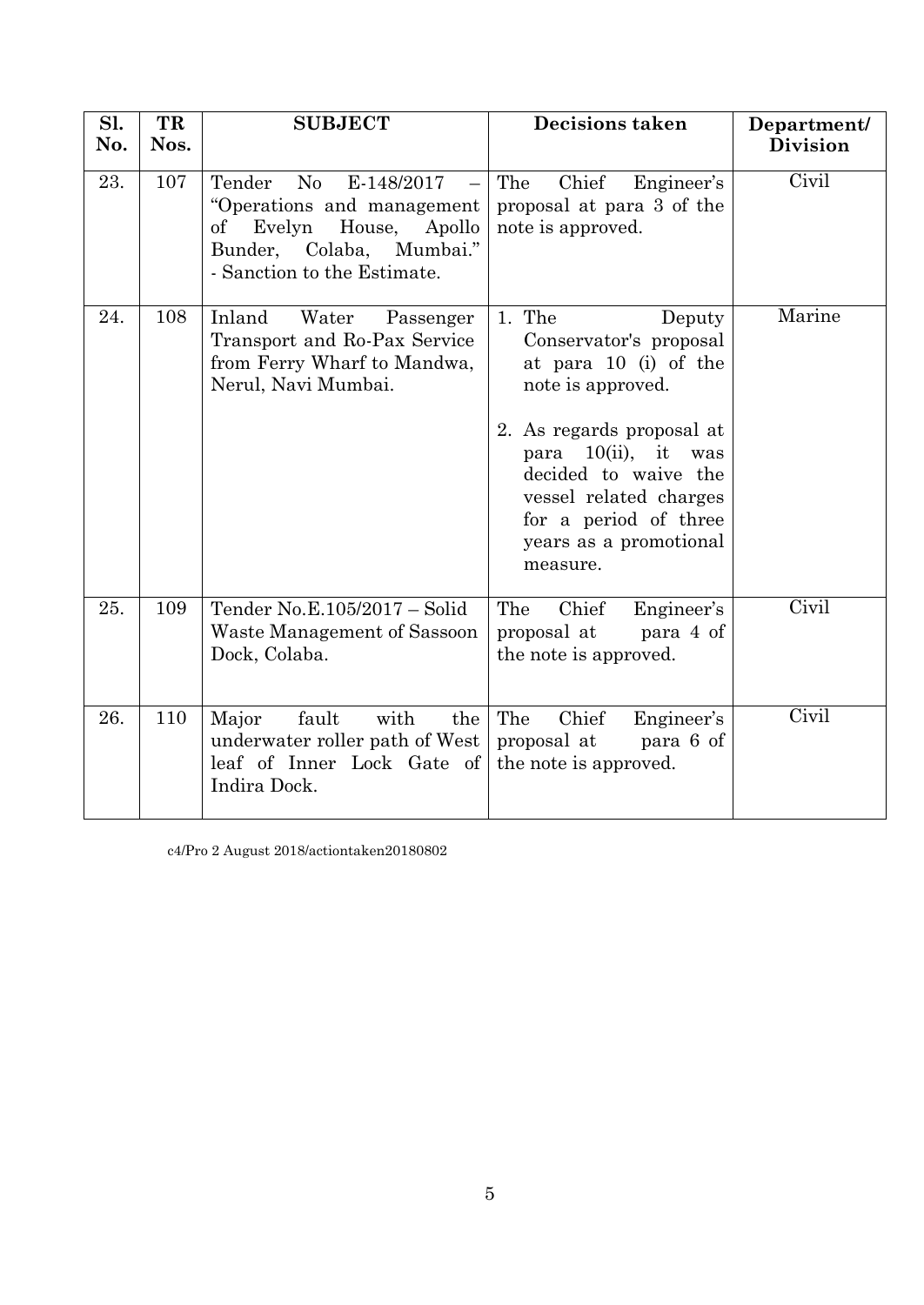| Sl. No. | TR Nos. | SUBJECT | Decisions taken | Department/ Division |
|---|---|---|---|---|
| 23. | 107 | Tender No E-148/2017 – “Operations and management of Evelyn House, Apollo Bunder, Colaba, Mumbai.” - Sanction to the Estimate. | The Chief Engineer’s proposal at para 3 of the note is approved. | Civil |
| 24. | 108 | Inland Water Passenger Transport and Ro-Pax Service from Ferry Wharf to Mandwa, Nerul, Navi Mumbai. | 1. The Deputy Conservator's proposal at para 10 (i) of the note is approved.<br><br>2. As regards proposal at para 10(ii), it was decided to waive the vessel related charges for a period of three years as a promotional measure. | Marine |
| 25. | 109 | Tender No.E.105/2017 – Solid Waste Management of Sassoon Dock, Colaba. | The Chief Engineer’s proposal at para 4 of the note is approved. | Civil |
| 26. | 110 | Major fault with the underwater roller path of West leaf of Inner Lock Gate of Indira Dock. | The Chief Engineer’s proposal at para 6 of the note is approved. | Civil |

c4/Pro 2 August 2018/actiontaken20180802